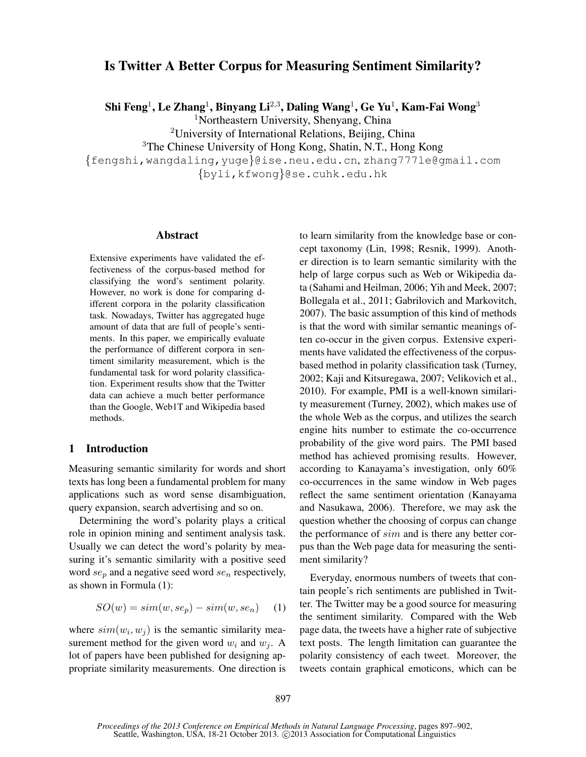# Is Twitter A Better Corpus for Measuring Sentiment Similarity?

**Shi Feng**[1], **Le Zhang**[1], **Binyang Li**[2,3], **Daling Wang**[1], **Ge Yu**[1], **Kam-Fai Wong**[3]

[1]Northeastern University, Shenyang, China
[2]University of International Relations, Beijing, China
[3]The Chinese University of Hong Kong, Shatin, N.T., Hong Kong

{fengshi,wangdaling,yuge}@ise.neu.edu.cn, zhang777le@gmail.com
{byli,kfwong}@se.cuhk.edu.hk

## Abstract

Extensive experiments have validated the effectiveness of the corpus-based method for classifying the word's sentiment polarity. However, no work is done for comparing different corpora in the polarity classification task. Nowadays, Twitter has aggregated huge amount of data that are full of people's sentiments. In this paper, we empirically evaluate the performance of different corpora in sentiment similarity measurement, which is the fundamental task for word polarity classification. Experiment results show that the Twitter data can achieve a much better performance than the Google, Web1T and Wikipedia based methods.

## 1 Introduction

Measuring semantic similarity for words and short texts has long been a fundamental problem for many applications such as word sense disambiguation, query expansion, search advertising and so on.

Determining the word's polarity plays a critical role in opinion mining and sentiment analysis task. Usually we can detect the word's polarity by measuring it's semantic similarity with a positive seed word $se_p$ and a negative seed word $se_n$ respectively, as shown in Formula (1):

$$SO(w) = sim(w, se_p) - sim(w, se_n) \quad (1)$$

where $sim(w_i, w_j)$ is the semantic similarity measurement method for the given word $w_i$ and $w_j$. A lot of papers have been published for designing appropriate similarity measurements. One direction is to learn similarity from the knowledge base or concept taxonomy (Lin, 1998; Resnik, 1999). Another direction is to learn semantic similarity with the help of large corpus such as Web or Wikipedia data (Sahami and Heilman, 2006; Yih and Meek, 2007; Bollegala et al., 2011; Gabrilovich and Markovitch, 2007). The basic assumption of this kind of methods is that the word with similar semantic meanings often co-occur in the given corpus. Extensive experiments have validated the effectiveness of the corpus-based method in polarity classification task (Turney, 2002; Kaji and Kitsuregawa, 2007; Velikovich et al., 2010). For example, PMI is a well-known similarity measurement (Turney, 2002), which makes use of the whole Web as the corpus, and utilizes the search engine hits number to estimate the co-occurrence probability of the give word pairs. The PMI based method has achieved promising results. However, according to Kanayama's investigation, only 60% co-occurrences in the same window in Web pages reflect the same sentiment orientation (Kanayama and Nasukawa, 2006). Therefore, we may ask the question whether the choosing of corpus can change the performance of $sim$ and is there any better corpus than the Web page data for measuring the sentiment similarity?

Everyday, enormous numbers of tweets that contain people's rich sentiments are published in Twitter. The Twitter may be a good source for measuring the sentiment similarity. Compared with the Web page data, the tweets have a higher rate of subjective text posts. The length limitation can guarantee the polarity consistency of each tweet. Moreover, the tweets contain graphical emoticons, which can be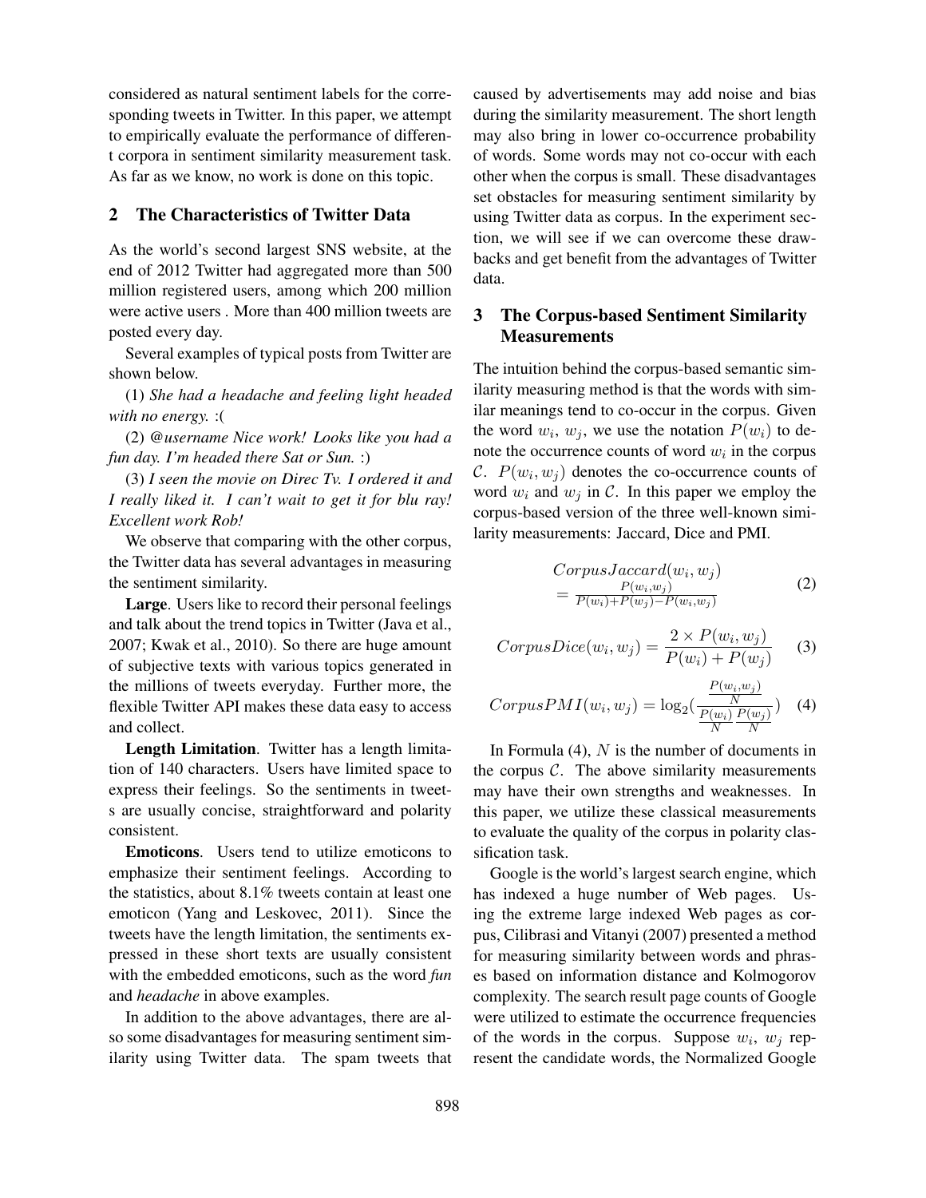considered as natural sentiment labels for the corresponding tweets in Twitter. In this paper, we attempt to empirically evaluate the performance of different corpora in sentiment similarity measurement task. As far as we know, no work is done on this topic.

## 2 The Characteristics of Twitter Data

As the world's second largest SNS website, at the end of 2012 Twitter had aggregated more than 500 million registered users, among which 200 million were active users . More than 400 million tweets are posted every day.

Several examples of typical posts from Twitter are shown below.

(1) *She had a headache and feeling light headed with no energy.* :(

(2) *@username Nice work! Looks like you had a fun day. I'm headed there Sat or Sun.* :)

(3) *I seen the movie on Direc Tv. I ordered it and I really liked it. I can't wait to get it for blu ray! Excellent work Rob!*

We observe that comparing with the other corpus, the Twitter data has several advantages in measuring the sentiment similarity.

**Large**. Users like to record their personal feelings and talk about the trend topics in Twitter (Java et al., 2007; Kwak et al., 2010). So there are huge amount of subjective texts with various topics generated in the millions of tweets everyday. Further more, the flexible Twitter API makes these data easy to access and collect.

**Length Limitation**. Twitter has a length limitation of 140 characters. Users have limited space to express their feelings. So the sentiments in tweets are usually concise, straightforward and polarity consistent.

**Emoticons**. Users tend to utilize emoticons to emphasize their sentiment feelings. According to the statistics, about 8.1% tweets contain at least one emoticon (Yang and Leskovec, 2011). Since the tweets have the length limitation, the sentiments expressed in these short texts are usually consistent with the embedded emoticons, such as the word *fun* and *headache* in above examples.

In addition to the above advantages, there are also some disadvantages for measuring sentiment similarity using Twitter data. The spam tweets that caused by advertisements may add noise and bias during the similarity measurement. The short length may also bring in lower co-occurrence probability of words. Some words may not co-occur with each other when the corpus is small. These disadvantages set obstacles for measuring sentiment similarity by using Twitter data as corpus. In the experiment section, we will see if we can overcome these drawbacks and get benefit from the advantages of Twitter data.

## 3 The Corpus-based Sentiment Similarity Measurements

The intuition behind the corpus-based semantic similarity measuring method is that the words with similar meanings tend to co-occur in the corpus. Given the word $w_i$, $w_j$, we use the notation $P(w_i)$ to denote the occurrence counts of word $w_i$ in the corpus $\mathcal{C}$. $P(w_i, w_j)$ denotes the co-occurrence counts of word $w_i$ and $w_j$ in $\mathcal{C}$. In this paper we employ the corpus-based version of the three well-known similarity measurements: Jaccard, Dice and PMI.

$$CorpusJaccard(w_i, w_j) = \frac{P(w_i, w_j)}{P(w_i) + P(w_j) - P(w_i, w_j)} \quad (2)$$

$$CorpusDice(w_i, w_j) = \frac{2 \times P(w_i, w_j)}{P(w_i) + P(w_j)} \quad (3)$$

$$CorpusPMI(w_i, w_j) = \log_2\left(\frac{\frac{P(w_i, w_j)}{N}}{\frac{P(w_i)}{N}\frac{P(w_j)}{N}}\right) \quad (4)$$

In Formula (4), $N$ is the number of documents in the corpus $\mathcal{C}$. The above similarity measurements may have their own strengths and weaknesses. In this paper, we utilize these classical measurements to evaluate the quality of the corpus in polarity classification task.

Google is the world's largest search engine, which has indexed a huge number of Web pages. Using the extreme large indexed Web pages as corpus, Cilibrasi and Vitanyi (2007) presented a method for measuring similarity between words and phrases based on information distance and Kolmogorov complexity. The search result page counts of Google were utilized to estimate the occurrence frequencies of the words in the corpus. Suppose $w_i$, $w_j$ represent the candidate words, the Normalized Google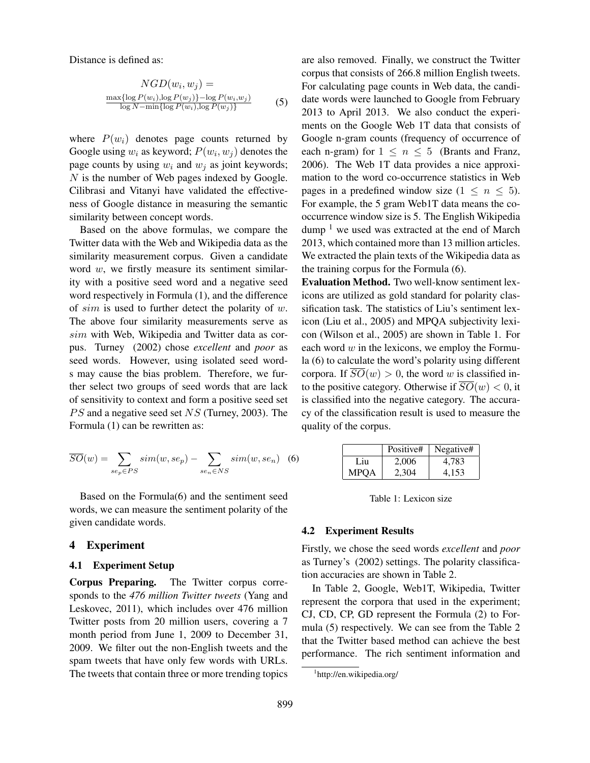Distance is defined as:

$$NGD(w_i, w_j) = \frac{\max\{\log P(w_i), \log P(w_j)\} - \log P(w_i, w_j)}{\log N - \min\{\log P(w_i), \log P(w_j)\}} \quad (5)$$

where $P(w_i)$ denotes page counts returned by Google using $w_i$ as keyword; $P(w_i, w_j)$ denotes the page counts by using $w_i$ and $w_j$ as joint keywords; $N$ is the number of Web pages indexed by Google. Cilibrasi and Vitanyi have validated the effectiveness of Google distance in measuring the semantic similarity between concept words.

Based on the above formulas, we compare the Twitter data with the Web and Wikipedia data as the similarity measurement corpus. Given a candidate word $w$, we firstly measure its sentiment similarity with a positive seed word and a negative seed word respectively in Formula (1), and the difference of $sim$ is used to further detect the polarity of $w$. The above four similarity measurements serve as $sim$ with Web, Wikipedia and Twitter data as corpus. Turney (2002) chose *excellent* and *poor* as seed words. However, using isolated seed words may cause the bias problem. Therefore, we further select two groups of seed words that are lack of sensitivity to context and form a positive seed set $PS$ and a negative seed set $NS$ (Turney, 2003). The Formula (1) can be rewritten as:

$$\overline{SO}(w) = \sum_{se_p \in PS} sim(w, se_p) - \sum_{se_n \in NS} sim(w, se_n) \quad (6)$$

Based on the Formula(6) and the sentiment seed words, we can measure the sentiment polarity of the given candidate words.

## 4 Experiment

### 4.1 Experiment Setup

**Corpus Preparing.** The Twitter corpus corresponds to the *476 million Twitter tweets* (Yang and Leskovec, 2011), which includes over 476 million Twitter posts from 20 million users, covering a 7 month period from June 1, 2009 to December 31, 2009. We filter out the non-English tweets and the spam tweets that have only few words with URLs. The tweets that contain three or more trending topics are also removed. Finally, we construct the Twitter corpus that consists of 266.8 million English tweets. For calculating page counts in Web data, the candidate words were launched to Google from February 2013 to April 2013. We also conduct the experiments on the Google Web 1T data that consists of Google n-gram counts (frequency of occurrence of each n-gram) for $1 \le n \le 5$ (Brants and Franz, 2006). The Web 1T data provides a nice approximation to the word co-occurrence statistics in Web pages in a predefined window size ($1 \le n \le 5$). For example, the 5 gram Web1T data means the co-occurrence window size is 5. The English Wikipedia dump [1] we used was extracted at the end of March 2013, which contained more than 13 million articles. We extracted the plain texts of the Wikipedia data as the training corpus for the Formula (6).

**Evaluation Method.** Two well-know sentiment lexicons are utilized as gold standard for polarity classification task. The statistics of Liu's sentiment lexicon (Liu et al., 2005) and MPQA subjectivity lexicon (Wilson et al., 2005) are shown in Table 1. For each word $w$ in the lexicons, we employ the Formula (6) to calculate the word's polarity using different corpora. If $\overline{SO}(w) > 0$, the word $w$ is classified into the positive category. Otherwise if $\overline{SO}(w) < 0$, it is classified into the negative category. The accuracy of the classification result is used to measure the quality of the corpus.

| | Positive# | Negative# |
|---|---|---|
| Liu | 2,006 | 4,783 |
| MPQA | 2,304 | 4,153 |

Table 1: Lexicon size

### 4.2 Experiment Results

Firstly, we chose the seed words *excellent* and *poor* as Turney's (2002) settings. The polarity classification accuracies are shown in Table 2.

In Table 2, Google, Web1T, Wikipedia, Twitter represent the corpora that used in the experiment; CJ, CD, CP, GD represent the Formula (2) to Formula (5) respectively. We can see from the Table 2 that the Twitter based method can achieve the best performance. The rich sentiment information and

[1] http://en.wikipedia.org/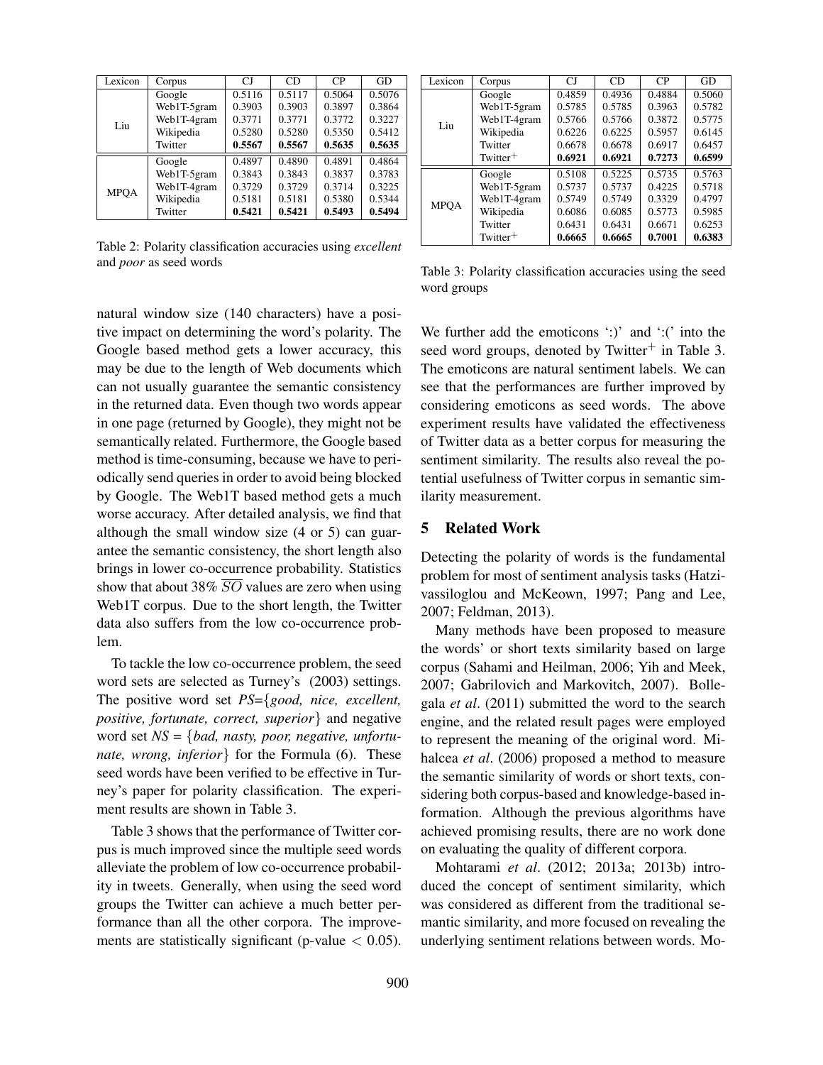| Lexicon | Corpus | CJ | CD | CP | GD |
|---|---|---|---|---|---|
| Liu | Google | 0.5116 | 0.5117 | 0.5064 | 0.5076 |
| | Web1T-5gram | 0.3903 | 0.3903 | 0.3897 | 0.3864 |
| | Web1T-4gram | 0.3771 | 0.3771 | 0.3772 | 0.3227 |
| | Wikipedia | 0.5280 | 0.5280 | 0.5350 | 0.5412 |
| | Twitter | **0.5567** | **0.5567** | **0.5635** | **0.5635** |
| MPQA | Google | 0.4897 | 0.4890 | 0.4891 | 0.4864 |
| | Web1T-5gram | 0.3843 | 0.3843 | 0.3837 | 0.3783 |
| | Web1T-4gram | 0.3729 | 0.3729 | 0.3714 | 0.3225 |
| | Wikipedia | 0.5181 | 0.5181 | 0.5380 | 0.5344 |
| | Twitter | **0.5421** | **0.5421** | **0.5493** | **0.5494** |

Table 2: Polarity classification accuracies using *excellent* and *poor* as seed words

natural window size (140 characters) have a positive impact on determining the word's polarity. The Google based method gets a lower accuracy, this may be due to the length of Web documents which can not usually guarantee the semantic consistency in the returned data. Even though two words appear in one page (returned by Google), they might not be semantically related. Furthermore, the Google based method is time-consuming, because we have to periodically send queries in order to avoid being blocked by Google. The Web1T based method gets a much worse accuracy. After detailed analysis, we find that although the small window size (4 or 5) can guarantee the semantic consistency, the short length also brings in lower co-occurrence probability. Statistics show that about 38% $\overline{SO}$ values are zero when using Web1T corpus. Due to the short length, the Twitter data also suffers from the low co-occurrence problem.

To tackle the low co-occurrence problem, the seed word sets are selected as Turney's (2003) settings. The positive word set *PS*={*good, nice, excellent, positive, fortunate, correct, superior*} and negative word set *NS* = {*bad, nasty, poor, negative, unfortunate, wrong, inferior*} for the Formula (6). These seed words have been verified to be effective in Turney's paper for polarity classification. The experiment results are shown in Table 3.

Table 3 shows that the performance of Twitter corpus is much improved since the multiple seed words alleviate the problem of low co-occurrence probability in tweets. Generally, when using the seed word groups the Twitter can achieve a much better performance than all the other corpora. The improvements are statistically significant ($p$-value $< 0.05$).

| Lexicon | Corpus | CJ | CD | CP | GD |
|---|---|---|---|---|---|
| Liu | Google | 0.4859 | 0.4936 | 0.4884 | 0.5060 |
| | Web1T-5gram | 0.5785 | 0.5785 | 0.3963 | 0.5782 |
| | Web1T-4gram | 0.5766 | 0.5766 | 0.3872 | 0.5775 |
| | Wikipedia | 0.6226 | 0.6225 | 0.5957 | 0.6145 |
| | Twitter | 0.6678 | 0.6678 | 0.6917 | 0.6457 |
| | Twitter$^+$ | **0.6921** | **0.6921** | **0.7273** | **0.6599** |
| MPQA | Google | 0.5108 | 0.5225 | 0.5735 | 0.5763 |
| | Web1T-5gram | 0.5737 | 0.5737 | 0.4225 | 0.5718 |
| | Web1T-4gram | 0.5749 | 0.5749 | 0.3329 | 0.4797 |
| | Wikipedia | 0.6086 | 0.6085 | 0.5773 | 0.5985 |
| | Twitter | 0.6431 | 0.6431 | 0.6671 | 0.6253 |
| | Twitter$^+$ | **0.6665** | **0.6665** | **0.7001** | **0.6383** |

Table 3: Polarity classification accuracies using the seed word groups

We further add the emoticons ':)' and ':(' into the seed word groups, denoted by Twitter$^+$ in Table 3. The emoticons are natural sentiment labels. We can see that the performances are further improved by considering emoticons as seed words. The above experiment results have validated the effectiveness of Twitter data as a better corpus for measuring the sentiment similarity. The results also reveal the potential usefulness of Twitter corpus in semantic similarity measurement.

## 5 Related Work

Detecting the polarity of words is the fundamental problem for most of sentiment analysis tasks (Hatzivassiloglou and McKeown, 1997; Pang and Lee, 2007; Feldman, 2013).

Many methods have been proposed to measure the words' or short texts similarity based on large corpus (Sahami and Heilman, 2006; Yih and Meek, 2007; Gabrilovich and Markovitch, 2007). Bollegala *et al*. (2011) submitted the word to the search engine, and the related result pages were employed to represent the meaning of the original word. Mihalcea *et al*. (2006) proposed a method to measure the semantic similarity of words or short texts, considering both corpus-based and knowledge-based information. Although the previous algorithms have achieved promising results, there are no work done on evaluating the quality of different corpora.

Mohtarami *et al*. (2012; 2013a; 2013b) introduced the concept of sentiment similarity, which was considered as different from the traditional semantic similarity, and more focused on revealing the underlying sentiment relations between words. Mo-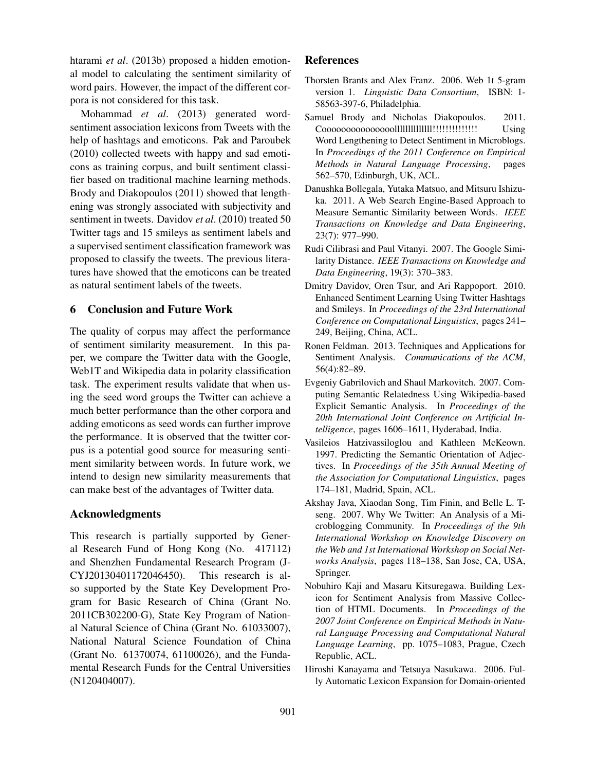htarami *et al*. (2013b) proposed a hidden emotional model to calculating the sentiment similarity of word pairs. However, the impact of the different corpora is not considered for this task.

Mohammad *et al*. (2013) generated word-sentiment association lexicons from Tweets with the help of hashtags and emoticons. Pak and Paroubek (2010) collected tweets with happy and sad emoticons as training corpus, and built sentiment classifier based on traditional machine learning methods. Brody and Diakopoulos (2011) showed that lengthening was strongly associated with subjectivity and sentiment in tweets. Davidov *et al*. (2010) treated 50 Twitter tags and 15 smileys as sentiment labels and a supervised sentiment classification framework was proposed to classify the tweets. The previous literatures have showed that the emoticons can be treated as natural sentiment labels of the tweets.

## 6 Conclusion and Future Work

The quality of corpus may affect the performance of sentiment similarity measurement. In this paper, we compare the Twitter data with the Google, Web1T and Wikipedia data in polarity classification task. The experiment results validate that when using the seed word groups the Twitter can achieve a much better performance than the other corpora and adding emoticons as seed words can further improve the performance. It is observed that the twitter corpus is a potential good source for measuring sentiment similarity between words. In future work, we intend to design new similarity measurements that can make best of the advantages of Twitter data.

## Acknowledgments

This research is partially supported by General Research Fund of Hong Kong (No. 417112) and Shenzhen Fundamental Research Program (JCYJ20130401172046450). This research is also supported by the State Key Development Program for Basic Research of China (Grant No. 2011CB302200-G), State Key Program of National Natural Science of China (Grant No. 61033007), National Natural Science Foundation of China (Grant No. 61370074, 61100026), and the Fundamental Research Funds for the Central Universities (N120404007).

## References

Thorsten Brants and Alex Franz. 2006. Web 1t 5-gram version 1. *Linguistic Data Consortium*, ISBN: 1-58563-397-6, Philadelphia.

Samuel Brody and Nicholas Diakopoulos. 2011. Cooooooooooooooollllllllllllll!!!!!!!!!!!!!! Using Word Lengthening to Detect Sentiment in Microblogs. In *Proceedings of the 2011 Conference on Empirical Methods in Natural Language Processing*, pages 562–570, Edinburgh, UK, ACL.

Danushka Bollegala, Yutaka Matsuo, and Mitsuru Ishizuka. 2011. A Web Search Engine-Based Approach to Measure Semantic Similarity between Words. *IEEE Transactions on Knowledge and Data Engineering*, 23(7): 977–990.

Rudi Cilibrasi and Paul Vitanyi. 2007. The Google Similarity Distance. *IEEE Transactions on Knowledge and Data Engineering*, 19(3): 370–383.

Dmitry Davidov, Oren Tsur, and Ari Rappoport. 2010. Enhanced Sentiment Learning Using Twitter Hashtags and Smileys. In *Proceedings of the 23rd International Conference on Computational Linguistics*, pages 241–249, Beijing, China, ACL.

Ronen Feldman. 2013. Techniques and Applications for Sentiment Analysis. *Communications of the ACM*, 56(4):82–89.

Evgeniy Gabrilovich and Shaul Markovitch. 2007. Computing Semantic Relatedness Using Wikipedia-based Explicit Semantic Analysis. In *Proceedings of the 20th International Joint Conference on Artificial Intelligence*, pages 1606–1611, Hyderabad, India.

Vasileios Hatzivassiloglou and Kathleen McKeown. 1997. Predicting the Semantic Orientation of Adjectives. In *Proceedings of the 35th Annual Meeting of the Association for Computational Linguistics*, pages 174–181, Madrid, Spain, ACL.

Akshay Java, Xiaodan Song, Tim Finin, and Belle L. Tseng. 2007. Why We Twitter: An Analysis of a Microblogging Community. In *Proceedings of the 9th International Workshop on Knowledge Discovery on the Web and 1st International Workshop on Social Networks Analysis*, pages 118–138, San Jose, CA, USA, Springer.

Nobuhiro Kaji and Masaru Kitsuregawa. Building Lexicon for Sentiment Analysis from Massive Collection of HTML Documents. In *Proceedings of the 2007 Joint Conference on Empirical Methods in Natural Language Processing and Computational Natural Language Learning*, pp. 1075–1083, Prague, Czech Republic, ACL.

Hiroshi Kanayama and Tetsuya Nasukawa. 2006. Fully Automatic Lexicon Expansion for Domain-oriented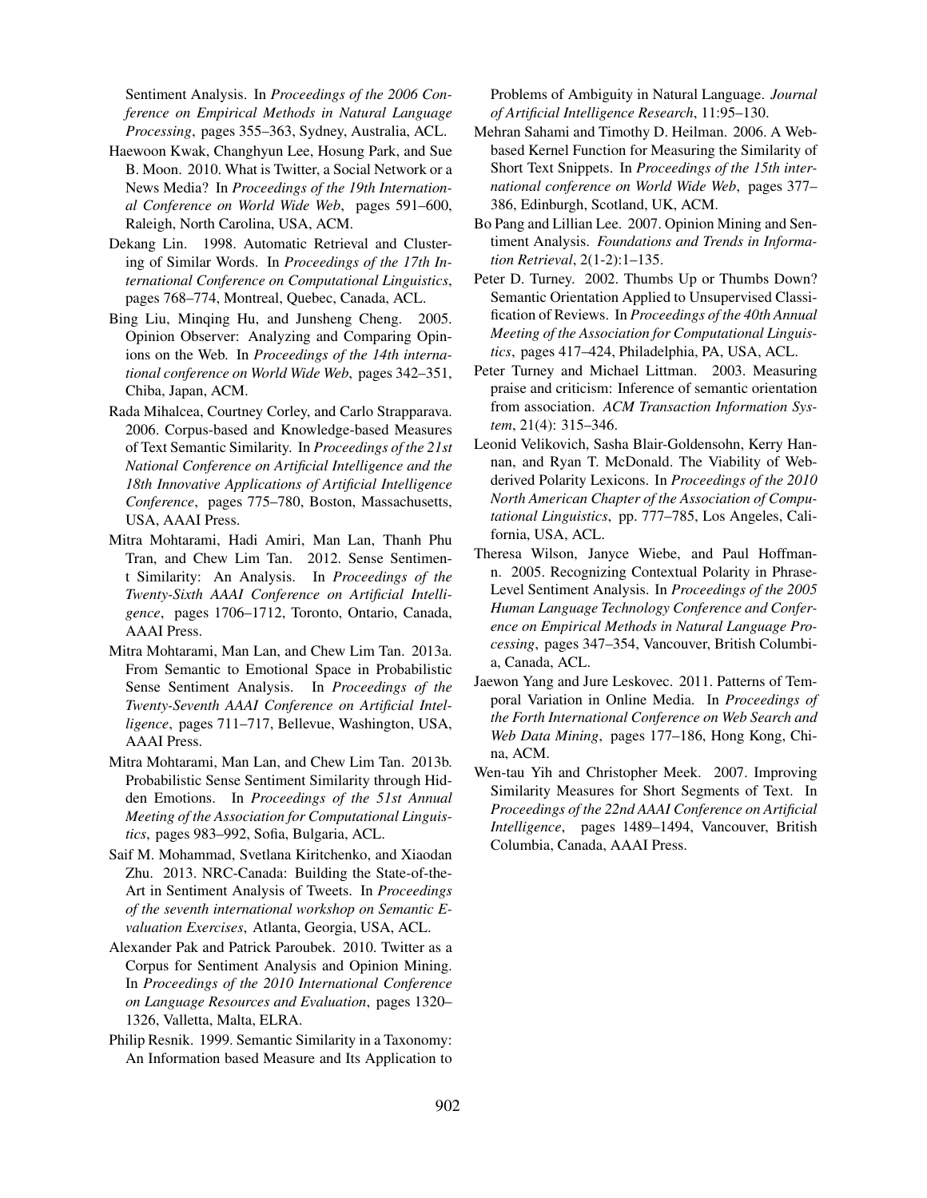Sentiment Analysis. In *Proceedings of the 2006 Conference on Empirical Methods in Natural Language Processing*, pages 355–363, Sydney, Australia, ACL.

Haewoon Kwak, Changhyun Lee, Hosung Park, and Sue B. Moon. 2010. What is Twitter, a Social Network or a News Media? In *Proceedings of the 19th International Conference on World Wide Web*, pages 591–600, Raleigh, North Carolina, USA, ACM.

Dekang Lin. 1998. Automatic Retrieval and Clustering of Similar Words. In *Proceedings of the 17th International Conference on Computational Linguistics*, pages 768–774, Montreal, Quebec, Canada, ACL.

Bing Liu, Minqing Hu, and Junsheng Cheng. 2005. Opinion Observer: Analyzing and Comparing Opinions on the Web. In *Proceedings of the 14th international conference on World Wide Web*, pages 342–351, Chiba, Japan, ACM.

Rada Mihalcea, Courtney Corley, and Carlo Strapparava. 2006. Corpus-based and Knowledge-based Measures of Text Semantic Similarity. In *Proceedings of the 21st National Conference on Artificial Intelligence and the 18th Innovative Applications of Artificial Intelligence Conference*, pages 775–780, Boston, Massachusetts, USA, AAAI Press.

Mitra Mohtarami, Hadi Amiri, Man Lan, Thanh Phu Tran, and Chew Lim Tan. 2012. Sense Sentiment Similarity: An Analysis. In *Proceedings of the Twenty-Sixth AAAI Conference on Artificial Intelligence*, pages 1706–1712, Toronto, Ontario, Canada, AAAI Press.

Mitra Mohtarami, Man Lan, and Chew Lim Tan. 2013a. From Semantic to Emotional Space in Probabilistic Sense Sentiment Analysis. In *Proceedings of the Twenty-Seventh AAAI Conference on Artificial Intelligence*, pages 711–717, Bellevue, Washington, USA, AAAI Press.

Mitra Mohtarami, Man Lan, and Chew Lim Tan. 2013b. Probabilistic Sense Sentiment Similarity through Hidden Emotions. In *Proceedings of the 51st Annual Meeting of the Association for Computational Linguistics*, pages 983–992, Sofia, Bulgaria, ACL.

Saif M. Mohammad, Svetlana Kiritchenko, and Xiaodan Zhu. 2013. NRC-Canada: Building the State-of-the-Art in Sentiment Analysis of Tweets. In *Proceedings of the seventh international workshop on Semantic Evaluation Exercises*, Atlanta, Georgia, USA, ACL.

Alexander Pak and Patrick Paroubek. 2010. Twitter as a Corpus for Sentiment Analysis and Opinion Mining. In *Proceedings of the 2010 International Conference on Language Resources and Evaluation*, pages 1320–1326, Valletta, Malta, ELRA.

Philip Resnik. 1999. Semantic Similarity in a Taxonomy: An Information based Measure and Its Application to Problems of Ambiguity in Natural Language. *Journal of Artificial Intelligence Research*, 11:95–130.

Mehran Sahami and Timothy D. Heilman. 2006. A Web-based Kernel Function for Measuring the Similarity of Short Text Snippets. In *Proceedings of the 15th international conference on World Wide Web*, pages 377–386, Edinburgh, Scotland, UK, ACM.

Bo Pang and Lillian Lee. 2007. Opinion Mining and Sentiment Analysis. *Foundations and Trends in Information Retrieval*, 2(1-2):1–135.

Peter D. Turney. 2002. Thumbs Up or Thumbs Down? Semantic Orientation Applied to Unsupervised Classification of Reviews. In *Proceedings of the 40th Annual Meeting of the Association for Computational Linguistics*, pages 417–424, Philadelphia, PA, USA, ACL.

Peter Turney and Michael Littman. 2003. Measuring praise and criticism: Inference of semantic orientation from association. *ACM Transaction Information System*, 21(4): 315–346.

Leonid Velikovich, Sasha Blair-Goldensohn, Kerry Hannan, and Ryan T. McDonald. The Viability of Web-derived Polarity Lexicons. In *Proceedings of the 2010 North American Chapter of the Association of Computational Linguistics*, pp. 777–785, Los Angeles, California, USA, ACL.

Theresa Wilson, Janyce Wiebe, and Paul Hoffmann. 2005. Recognizing Contextual Polarity in Phrase-Level Sentiment Analysis. In *Proceedings of the 2005 Human Language Technology Conference and Conference on Empirical Methods in Natural Language Processing*, pages 347–354, Vancouver, British Columbia, Canada, ACL.

Jaewon Yang and Jure Leskovec. 2011. Patterns of Temporal Variation in Online Media. In *Proceedings of the Forth International Conference on Web Search and Web Data Mining*, pages 177–186, Hong Kong, China, ACM.

Wen-tau Yih and Christopher Meek. 2007. Improving Similarity Measures for Short Segments of Text. In *Proceedings of the 22nd AAAI Conference on Artificial Intelligence*, pages 1489–1494, Vancouver, British Columbia, Canada, AAAI Press.